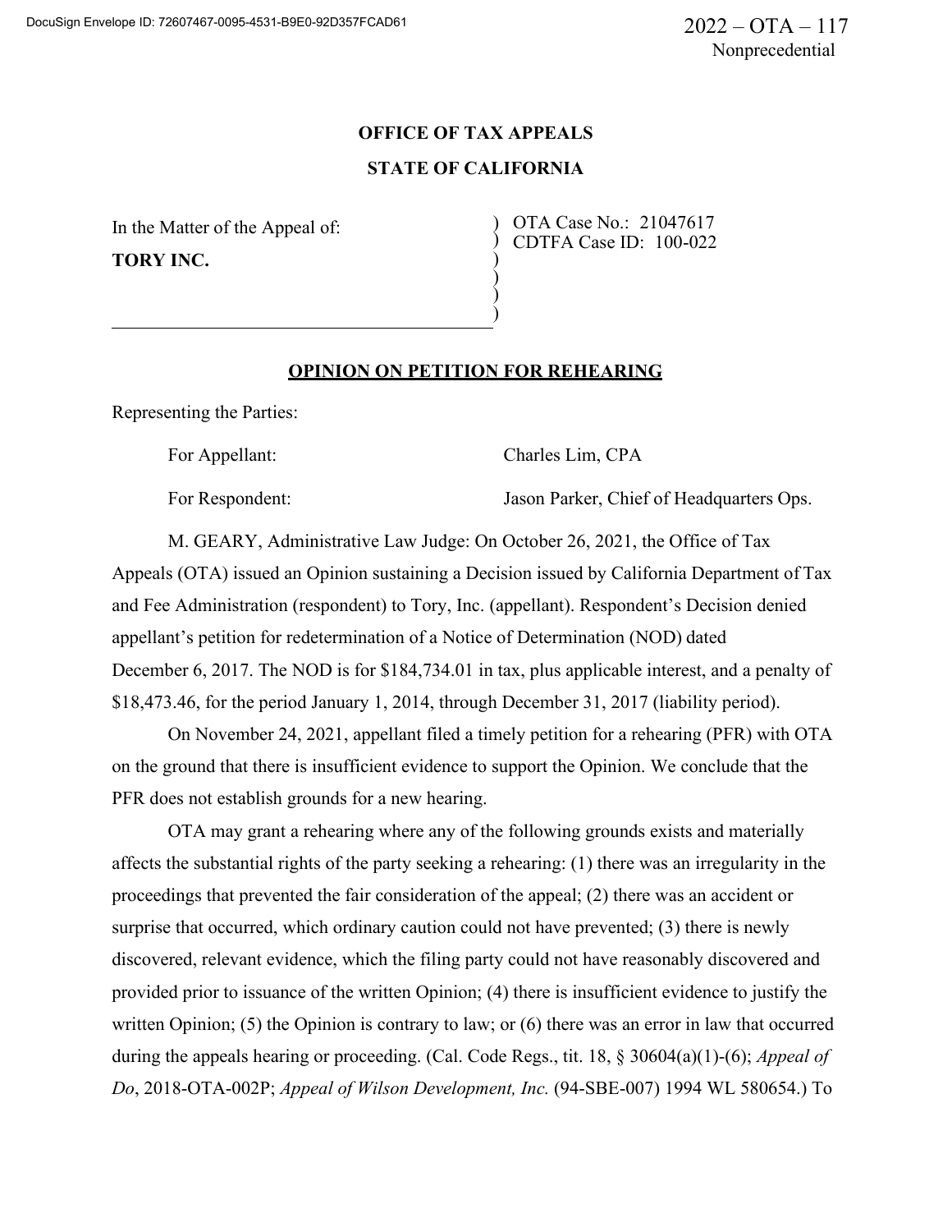DocuSign Envelope ID: 72607467-0095-4531-B9E0-92D357FCAD61

2022 – OTA – 117
Nonprecedential

**OFFICE OF TAX APPEALS**

**STATE OF CALIFORNIA**

In the Matter of the Appeal of:

**TORY INC.**

OTA Case No.: 21047617
CDTFA Case ID: 100-022

## OPINION ON PETITION FOR REHEARING

Representing the Parties:

For Appellant: Charles Lim, CPA

For Respondent: Jason Parker, Chief of Headquarters Ops.

M. GEARY, Administrative Law Judge: On October 26, 2021, the Office of Tax Appeals (OTA) issued an Opinion sustaining a Decision issued by California Department of Tax and Fee Administration (respondent) to Tory, Inc. (appellant). Respondent's Decision denied appellant's petition for redetermination of a Notice of Determination (NOD) dated December 6, 2017. The NOD is for $184,734.01 in tax, plus applicable interest, and a penalty of $18,473.46, for the period January 1, 2014, through December 31, 2017 (liability period).

On November 24, 2021, appellant filed a timely petition for a rehearing (PFR) with OTA on the ground that there is insufficient evidence to support the Opinion. We conclude that the PFR does not establish grounds for a new hearing.

OTA may grant a rehearing where any of the following grounds exists and materially affects the substantial rights of the party seeking a rehearing: (1) there was an irregularity in the proceedings that prevented the fair consideration of the appeal; (2) there was an accident or surprise that occurred, which ordinary caution could not have prevented; (3) there is newly discovered, relevant evidence, which the filing party could not have reasonably discovered and provided prior to issuance of the written Opinion; (4) there is insufficient evidence to justify the written Opinion; (5) the Opinion is contrary to law; or (6) there was an error in law that occurred during the appeals hearing or proceeding. (Cal. Code Regs., tit. 18, § 30604(a)(1)-(6); *Appeal of Do*, 2018-OTA-002P; *Appeal of Wilson Development, Inc.* (94-SBE-007) 1994 WL 580654.) To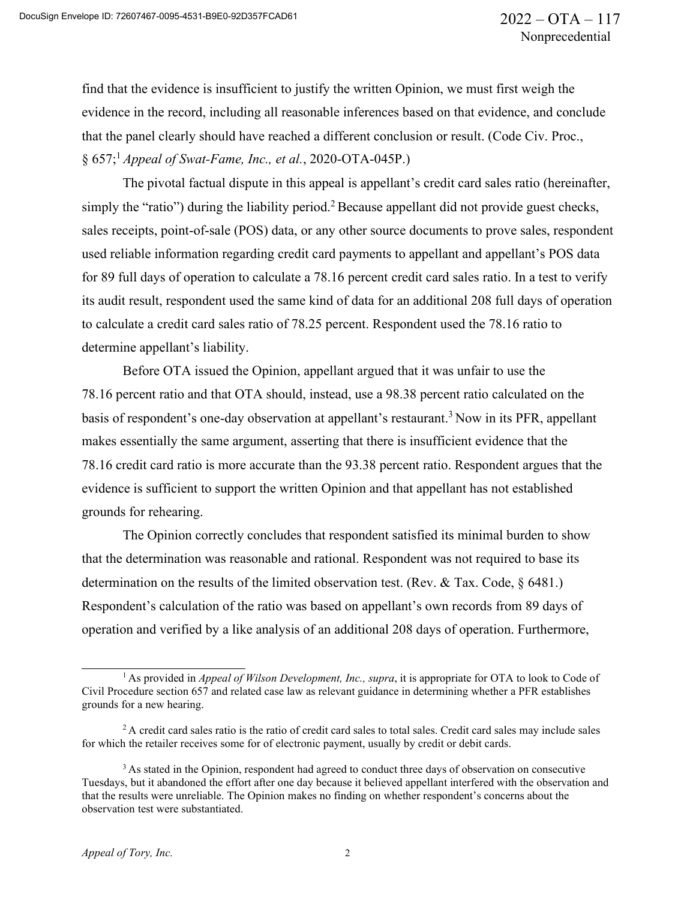find that the evidence is insufficient to justify the written Opinion, we must first weigh the evidence in the record, including all reasonable inferences based on that evidence, and conclude that the panel clearly should have reached a different conclusion or result. (Code Civ. Proc., § 657;[1] *Appeal of Swat-Fame, Inc., et al.*, 2020-OTA-045P.)

The pivotal factual dispute in this appeal is appellant's credit card sales ratio (hereinafter, simply the "ratio") during the liability period.[2] Because appellant did not provide guest checks, sales receipts, point-of-sale (POS) data, or any other source documents to prove sales, respondent used reliable information regarding credit card payments to appellant and appellant's POS data for 89 full days of operation to calculate a 78.16 percent credit card sales ratio. In a test to verify its audit result, respondent used the same kind of data for an additional 208 full days of operation to calculate a credit card sales ratio of 78.25 percent. Respondent used the 78.16 ratio to determine appellant's liability.

Before OTA issued the Opinion, appellant argued that it was unfair to use the 78.16 percent ratio and that OTA should, instead, use a 98.38 percent ratio calculated on the basis of respondent's one-day observation at appellant's restaurant.[3] Now in its PFR, appellant makes essentially the same argument, asserting that there is insufficient evidence that the 78.16 credit card ratio is more accurate than the 93.38 percent ratio. Respondent argues that the evidence is sufficient to support the written Opinion and that appellant has not established grounds for rehearing.

The Opinion correctly concludes that respondent satisfied its minimal burden to show that the determination was reasonable and rational. Respondent was not required to base its determination on the results of the limited observation test. (Rev. & Tax. Code, § 6481.) Respondent's calculation of the ratio was based on appellant's own records from 89 days of operation and verified by a like analysis of an additional 208 days of operation. Furthermore,

---

[1] As provided in *Appeal of Wilson Development, Inc., supra*, it is appropriate for OTA to look to Code of Civil Procedure section 657 and related case law as relevant guidance in determining whether a PFR establishes grounds for a new hearing.

[2] A credit card sales ratio is the ratio of credit card sales to total sales. Credit card sales may include sales for which the retailer receives some for of electronic payment, usually by credit or debit cards.

[3] As stated in the Opinion, respondent had agreed to conduct three days of observation on consecutive Tuesdays, but it abandoned the effort after one day because it believed appellant interfered with the observation and that the results were unreliable. The Opinion makes no finding on whether respondent's concerns about the observation test were substantiated.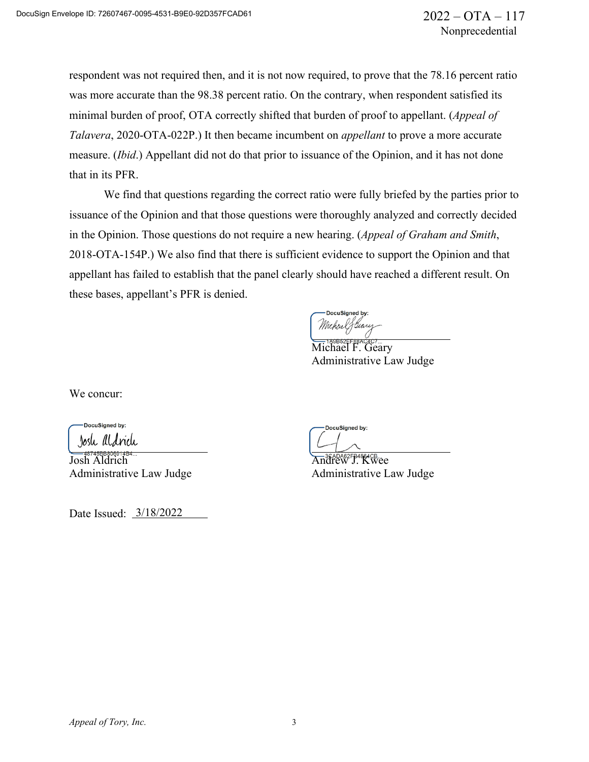respondent was not required then, and it is not now required, to prove that the 78.16 percent ratio was more accurate than the 98.38 percent ratio. On the contrary, when respondent satisfied its minimal burden of proof, OTA correctly shifted that burden of proof to appellant. (*Appeal of Talavera*, 2020-OTA-022P.) It then became incumbent on *appellant* to prove a more accurate measure. (*Ibid*.) Appellant did not do that prior to issuance of the Opinion, and it has not done that in its PFR.

We find that questions regarding the correct ratio were fully briefed by the parties prior to issuance of the Opinion and that those questions were thoroughly analyzed and correctly decided in the Opinion. Those questions do not require a new hearing. (*Appeal of Graham and Smith*, 2018-OTA-154P.) We also find that there is sufficient evidence to support the Opinion and that appellant has failed to establish that the panel clearly should have reached a different result. On these bases, appellant's PFR is denied.

Michael F. Geary
Administrative Law Judge

We concur:

Josh Aldrich
Administrative Law Judge

Andrew J. Kwee
Administrative Law Judge

Date Issued: 3/18/2022